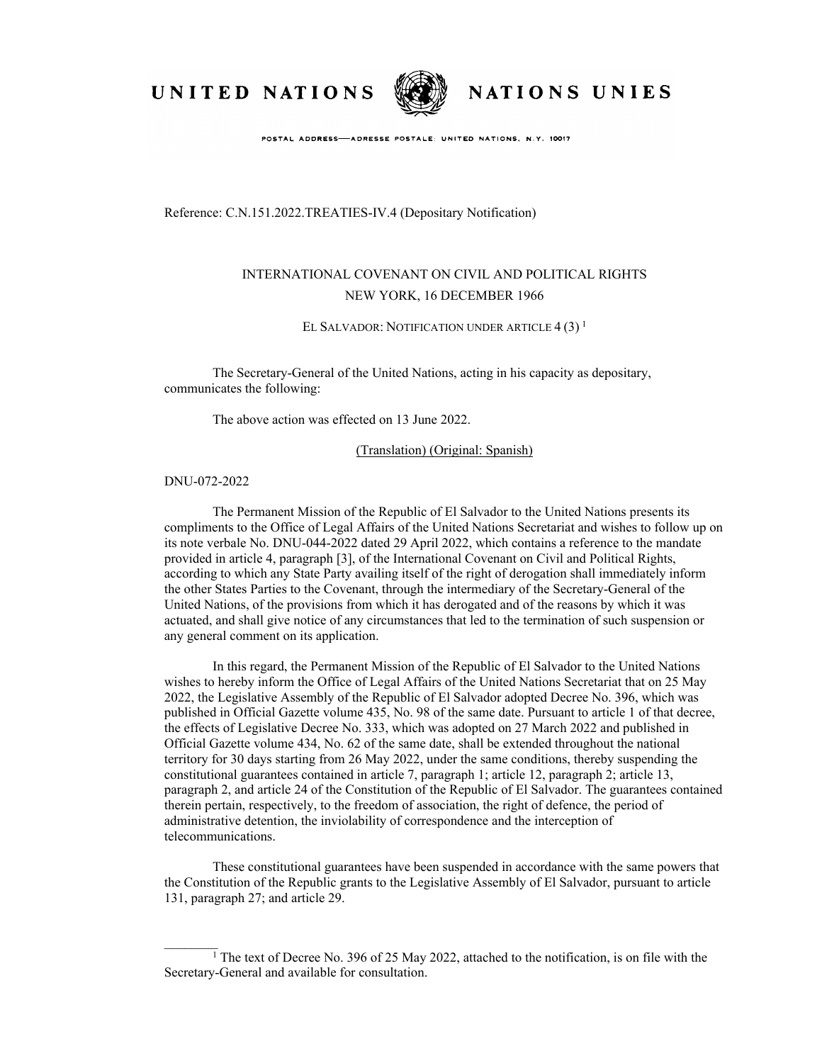UNITED NATIONS NATIONS UNIES

POSTAL ADDRESS—ADRESSE POSTALE: UNITED NATIONS, N.Y. 10017

Reference: C.N.151.2022.TREATIES-IV.4 (Depositary Notification)

INTERNATIONAL COVENANT ON CIVIL AND POLITICAL RIGHTS
NEW YORK, 16 DECEMBER 1966

EL SALVADOR: NOTIFICATION UNDER ARTICLE 4 (3) [1]

The Secretary-General of the United Nations, acting in his capacity as depositary, communicates the following:

The above action was effected on 13 June 2022.

(Translation) (Original: Spanish)

DNU-072-2022

The Permanent Mission of the Republic of El Salvador to the United Nations presents its compliments to the Office of Legal Affairs of the United Nations Secretariat and wishes to follow up on its note verbale No. DNU-044-2022 dated 29 April 2022, which contains a reference to the mandate provided in article 4, paragraph [3], of the International Covenant on Civil and Political Rights, according to which any State Party availing itself of the right of derogation shall immediately inform the other States Parties to the Covenant, through the intermediary of the Secretary-General of the United Nations, of the provisions from which it has derogated and of the reasons by which it was actuated, and shall give notice of any circumstances that led to the termination of such suspension or any general comment on its application.

In this regard, the Permanent Mission of the Republic of El Salvador to the United Nations wishes to hereby inform the Office of Legal Affairs of the United Nations Secretariat that on 25 May 2022, the Legislative Assembly of the Republic of El Salvador adopted Decree No. 396, which was published in Official Gazette volume 435, No. 98 of the same date. Pursuant to article 1 of that decree, the effects of Legislative Decree No. 333, which was adopted on 27 March 2022 and published in Official Gazette volume 434, No. 62 of the same date, shall be extended throughout the national territory for 30 days starting from 26 May 2022, under the same conditions, thereby suspending the constitutional guarantees contained in article 7, paragraph 1; article 12, paragraph 2; article 13, paragraph 2, and article 24 of the Constitution of the Republic of El Salvador. The guarantees contained therein pertain, respectively, to the freedom of association, the right of defence, the period of administrative detention, the inviolability of correspondence and the interception of telecommunications.

These constitutional guarantees have been suspended in accordance with the same powers that the Constitution of the Republic grants to the Legislative Assembly of El Salvador, pursuant to article 131, paragraph 27; and article 29.

[1] The text of Decree No. 396 of 25 May 2022, attached to the notification, is on file with the Secretary-General and available for consultation.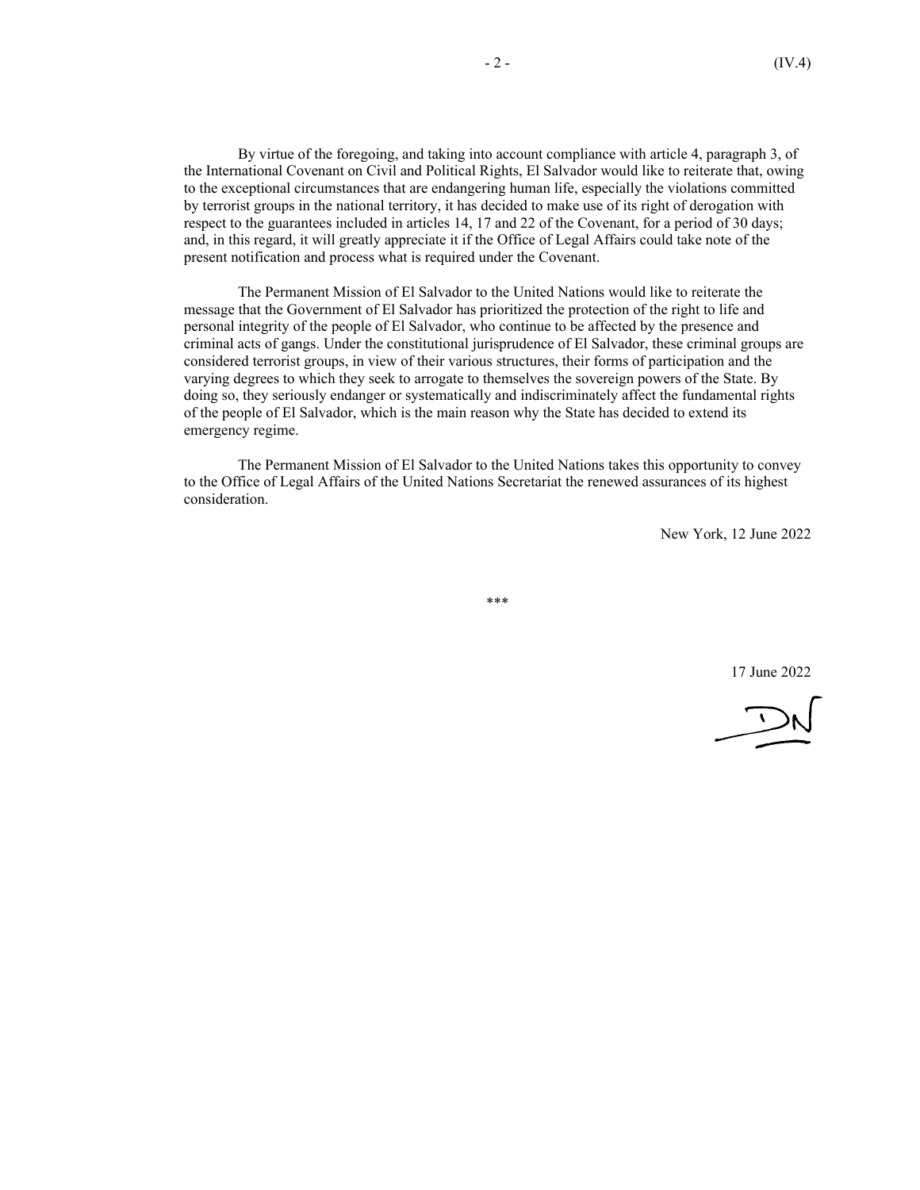By virtue of the foregoing, and taking into account compliance with article 4, paragraph 3, of the International Covenant on Civil and Political Rights, El Salvador would like to reiterate that, owing to the exceptional circumstances that are endangering human life, especially the violations committed by terrorist groups in the national territory, it has decided to make use of its right of derogation with respect to the guarantees included in articles 14, 17 and 22 of the Covenant, for a period of 30 days; and, in this regard, it will greatly appreciate it if the Office of Legal Affairs could take note of the present notification and process what is required under the Covenant.

The Permanent Mission of El Salvador to the United Nations would like to reiterate the message that the Government of El Salvador has prioritized the protection of the right to life and personal integrity of the people of El Salvador, who continue to be affected by the presence and criminal acts of gangs. Under the constitutional jurisprudence of El Salvador, these criminal groups are considered terrorist groups, in view of their various structures, their forms of participation and the varying degrees to which they seek to arrogate to themselves the sovereign powers of the State. By doing so, they seriously endanger or systematically and indiscriminately affect the fundamental rights of the people of El Salvador, which is the main reason why the State has decided to extend its emergency regime.

The Permanent Mission of El Salvador to the United Nations takes this opportunity to convey to the Office of Legal Affairs of the United Nations Secretariat the renewed assurances of its highest consideration.

New York, 12 June 2022

\*\*\*

17 June 2022